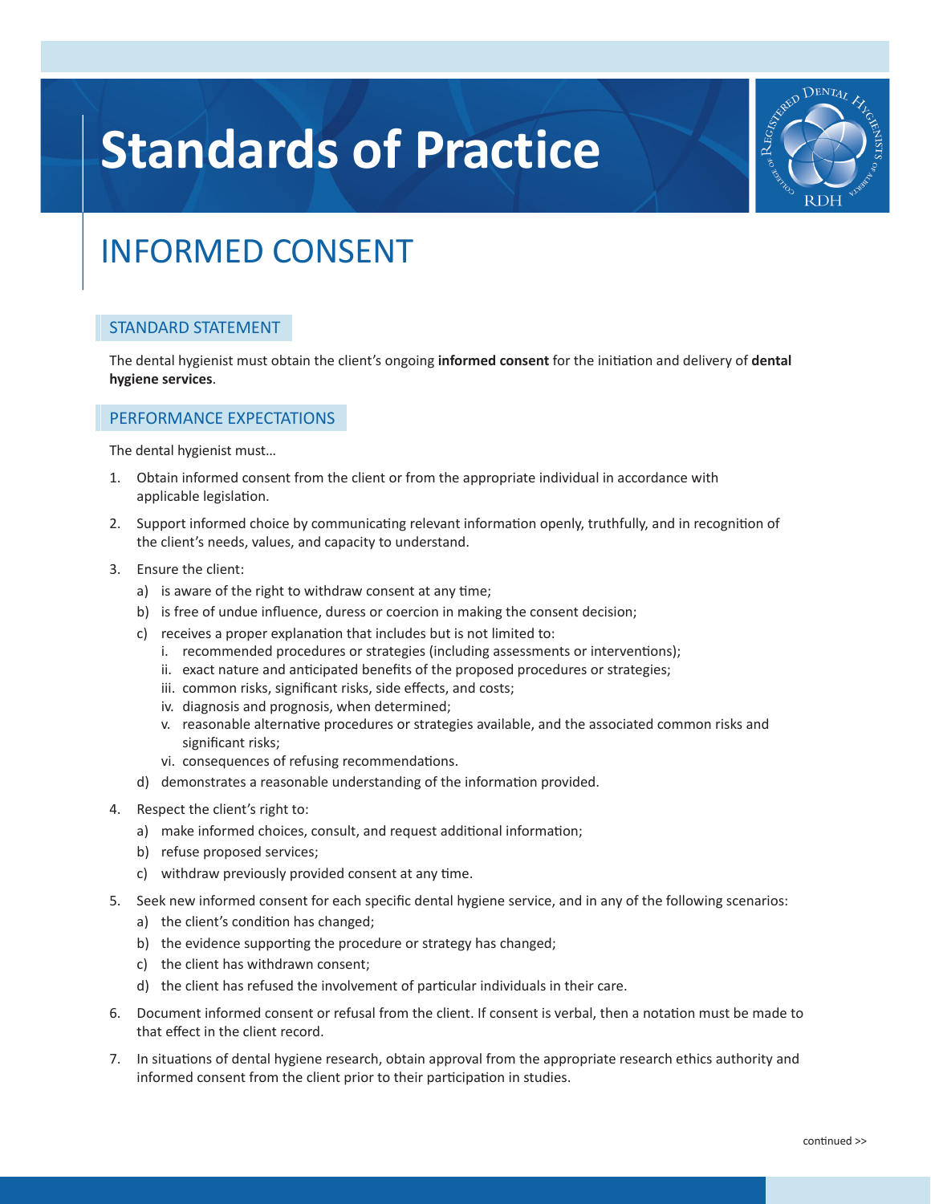# Standards of Practice

## INFORMED CONSENT

### STANDARD STATEMENT

The dental hygienist must obtain the client's ongoing **informed consent** for the initiation and delivery of **dental hygiene services**.

### PERFORMANCE EXPECTATIONS

The dental hygienist must…

1. Obtain informed consent from the client or from the appropriate individual in accordance with applicable legislation.
2. Support informed choice by communicating relevant information openly, truthfully, and in recognition of the client's needs, values, and capacity to understand.
3. Ensure the client:
   a) is aware of the right to withdraw consent at any time;
   b) is free of undue influence, duress or coercion in making the consent decision;
   c) receives a proper explanation that includes but is not limited to:
      i. recommended procedures or strategies (including assessments or interventions);
      ii. exact nature and anticipated benefits of the proposed procedures or strategies;
      iii. common risks, significant risks, side effects, and costs;
      iv. diagnosis and prognosis, when determined;
      v. reasonable alternative procedures or strategies available, and the associated common risks and significant risks;
      vi. consequences of refusing recommendations.
   d) demonstrates a reasonable understanding of the information provided.
4. Respect the client's right to:
   a) make informed choices, consult, and request additional information;
   b) refuse proposed services;
   c) withdraw previously provided consent at any time.
5. Seek new informed consent for each specific dental hygiene service, and in any of the following scenarios:
   a) the client's condition has changed;
   b) the evidence supporting the procedure or strategy has changed;
   c) the client has withdrawn consent;
   d) the client has refused the involvement of particular individuals in their care.
6. Document informed consent or refusal from the client. If consent is verbal, then a notation must be made to that effect in the client record.
7. In situations of dental hygiene research, obtain approval from the appropriate research ethics authority and informed consent from the client prior to their participation in studies.

continued >>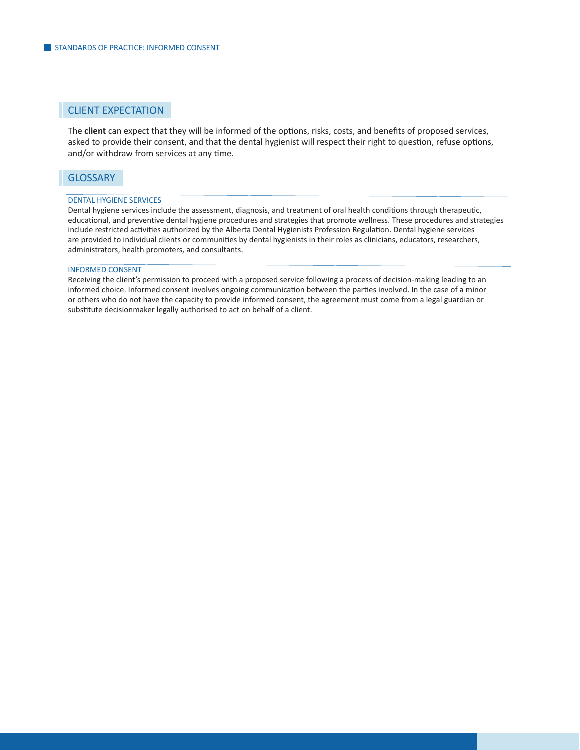## CLIENT EXPECTATION

The **client** can expect that they will be informed of the options, risks, costs, and benefits of proposed services, asked to provide their consent, and that the dental hygienist will respect their right to question, refuse options, and/or withdraw from services at any time.

## GLOSSARY

### DENTAL HYGIENE SERVICES

Dental hygiene services include the assessment, diagnosis, and treatment of oral health conditions through therapeutic, educational, and preventive dental hygiene procedures and strategies that promote wellness. These procedures and strategies include restricted activities authorized by the Alberta Dental Hygienists Profession Regulation. Dental hygiene services are provided to individual clients or communities by dental hygienists in their roles as clinicians, educators, researchers, administrators, health promoters, and consultants.

### INFORMED CONSENT

Receiving the client's permission to proceed with a proposed service following a process of decision-making leading to an informed choice. Informed consent involves ongoing communication between the parties involved. In the case of a minor or others who do not have the capacity to provide informed consent, the agreement must come from a legal guardian or substitute decisionmaker legally authorised to act on behalf of a client.